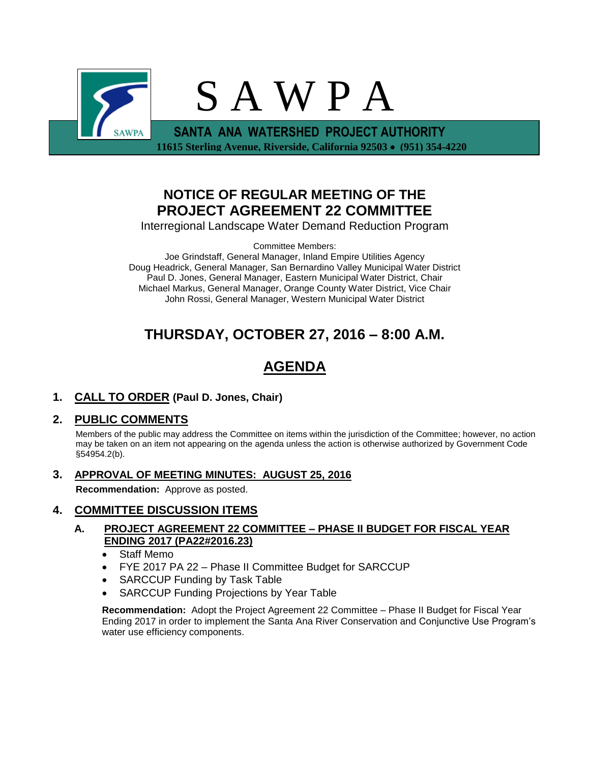# S A W P A

**SANTA ANA WATERSHED PROJECT AUTHORITY**
**11615 Sterling Avenue, Riverside, California 92503 • (951) 354-4220**

## NOTICE OF REGULAR MEETING OF THE PROJECT AGREEMENT 22 COMMITTEE

Interregional Landscape Water Demand Reduction Program

Committee Members:
Joe Grindstaff, General Manager, Inland Empire Utilities Agency
Doug Headrick, General Manager, San Bernardino Valley Municipal Water District
Paul D. Jones, General Manager, Eastern Municipal Water District, Chair
Michael Markus, General Manager, Orange County Water District, Vice Chair
John Rossi, General Manager, Western Municipal Water District

## THURSDAY, OCTOBER 27, 2016 – 8:00 A.M.

## AGENDA

### 1. CALL TO ORDER (Paul D. Jones, Chair)

### 2. PUBLIC COMMENTS

Members of the public may address the Committee on items within the jurisdiction of the Committee; however, no action may be taken on an item not appearing on the agenda unless the action is otherwise authorized by Government Code §54954.2(b).

### 3. APPROVAL OF MEETING MINUTES: AUGUST 25, 2016

**Recommendation:** Approve as posted.

### 4. COMMITTEE DISCUSSION ITEMS

**A. PROJECT AGREEMENT 22 COMMITTEE – PHASE II BUDGET FOR FISCAL YEAR ENDING 2017 (PA22#2016.23)**

- Staff Memo
- FYE 2017 PA 22 – Phase II Committee Budget for SARCCUP
- SARCCUP Funding by Task Table
- SARCCUP Funding Projections by Year Table

**Recommendation:** Adopt the Project Agreement 22 Committee – Phase II Budget for Fiscal Year Ending 2017 in order to implement the Santa Ana River Conservation and Conjunctive Use Program's water use efficiency components.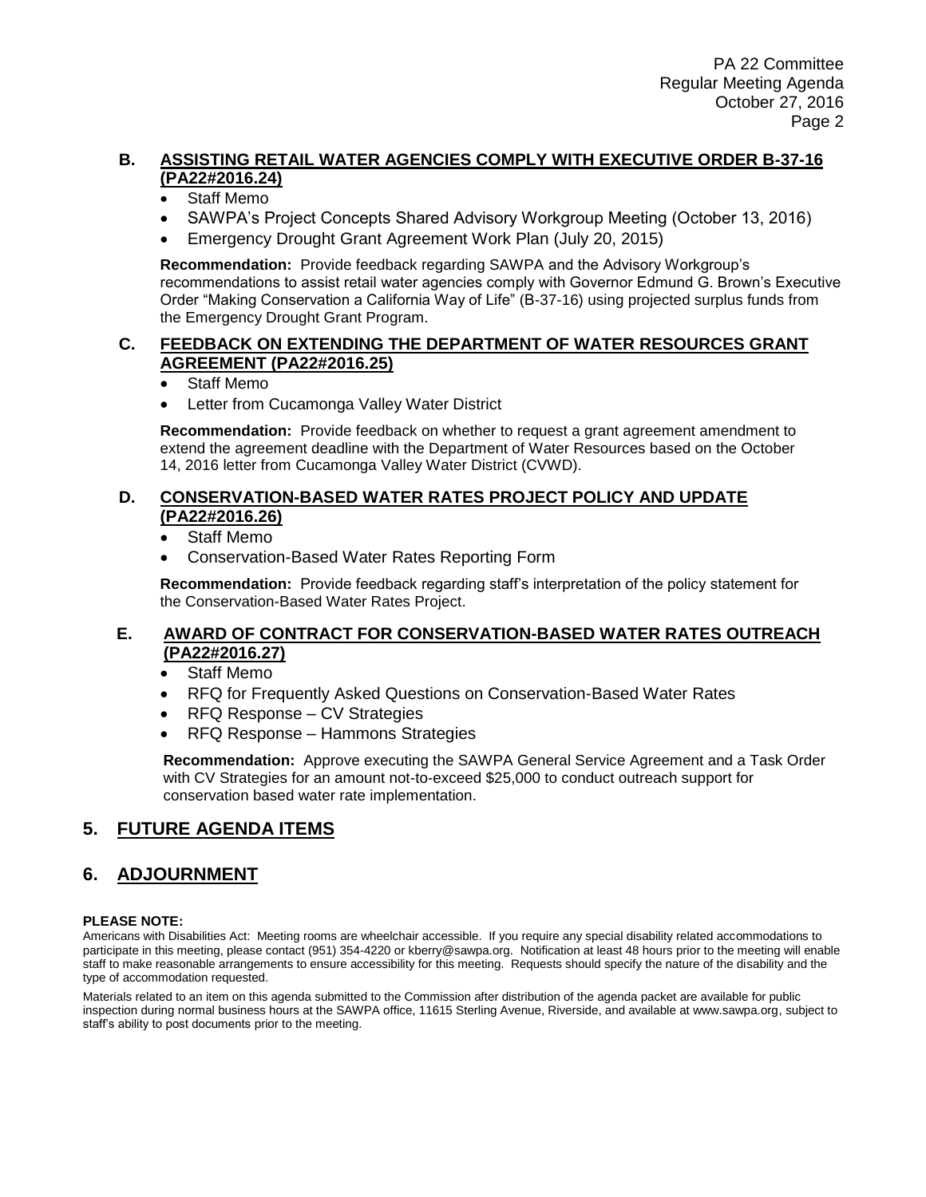**B. ASSISTING RETAIL WATER AGENCIES COMPLY WITH EXECUTIVE ORDER B-37-16 (PA22#2016.24)**

- Staff Memo
- SAWPA's Project Concepts Shared Advisory Workgroup Meeting (October 13, 2016)
- Emergency Drought Grant Agreement Work Plan (July 20, 2015)

**Recommendation:** Provide feedback regarding SAWPA and the Advisory Workgroup's recommendations to assist retail water agencies comply with Governor Edmund G. Brown's Executive Order "Making Conservation a California Way of Life" (B-37-16) using projected surplus funds from the Emergency Drought Grant Program.

**C. FEEDBACK ON EXTENDING THE DEPARTMENT OF WATER RESOURCES GRANT AGREEMENT (PA22#2016.25)**

- Staff Memo
- Letter from Cucamonga Valley Water District

**Recommendation:** Provide feedback on whether to request a grant agreement amendment to extend the agreement deadline with the Department of Water Resources based on the October 14, 2016 letter from Cucamonga Valley Water District (CVWD).

**D. CONSERVATION-BASED WATER RATES PROJECT POLICY AND UPDATE (PA22#2016.26)**

- Staff Memo
- Conservation-Based Water Rates Reporting Form

**Recommendation:** Provide feedback regarding staff's interpretation of the policy statement for the Conservation-Based Water Rates Project.

**E. AWARD OF CONTRACT FOR CONSERVATION-BASED WATER RATES OUTREACH (PA22#2016.27)**

- Staff Memo
- RFQ for Frequently Asked Questions on Conservation-Based Water Rates
- RFQ Response – CV Strategies
- RFQ Response – Hammons Strategies

**Recommendation:** Approve executing the SAWPA General Service Agreement and a Task Order with CV Strategies for an amount not-to-exceed $25,000 to conduct outreach support for conservation based water rate implementation.

## 5. FUTURE AGENDA ITEMS

## 6. ADJOURNMENT

**PLEASE NOTE:**

Americans with Disabilities Act: Meeting rooms are wheelchair accessible. If you require any special disability related accommodations to participate in this meeting, please contact (951) 354-4220 or kberry@sawpa.org. Notification at least 48 hours prior to the meeting will enable staff to make reasonable arrangements to ensure accessibility for this meeting. Requests should specify the nature of the disability and the type of accommodation requested.

Materials related to an item on this agenda submitted to the Commission after distribution of the agenda packet are available for public inspection during normal business hours at the SAWPA office, 11615 Sterling Avenue, Riverside, and available at www.sawpa.org, subject to staff's ability to post documents prior to the meeting.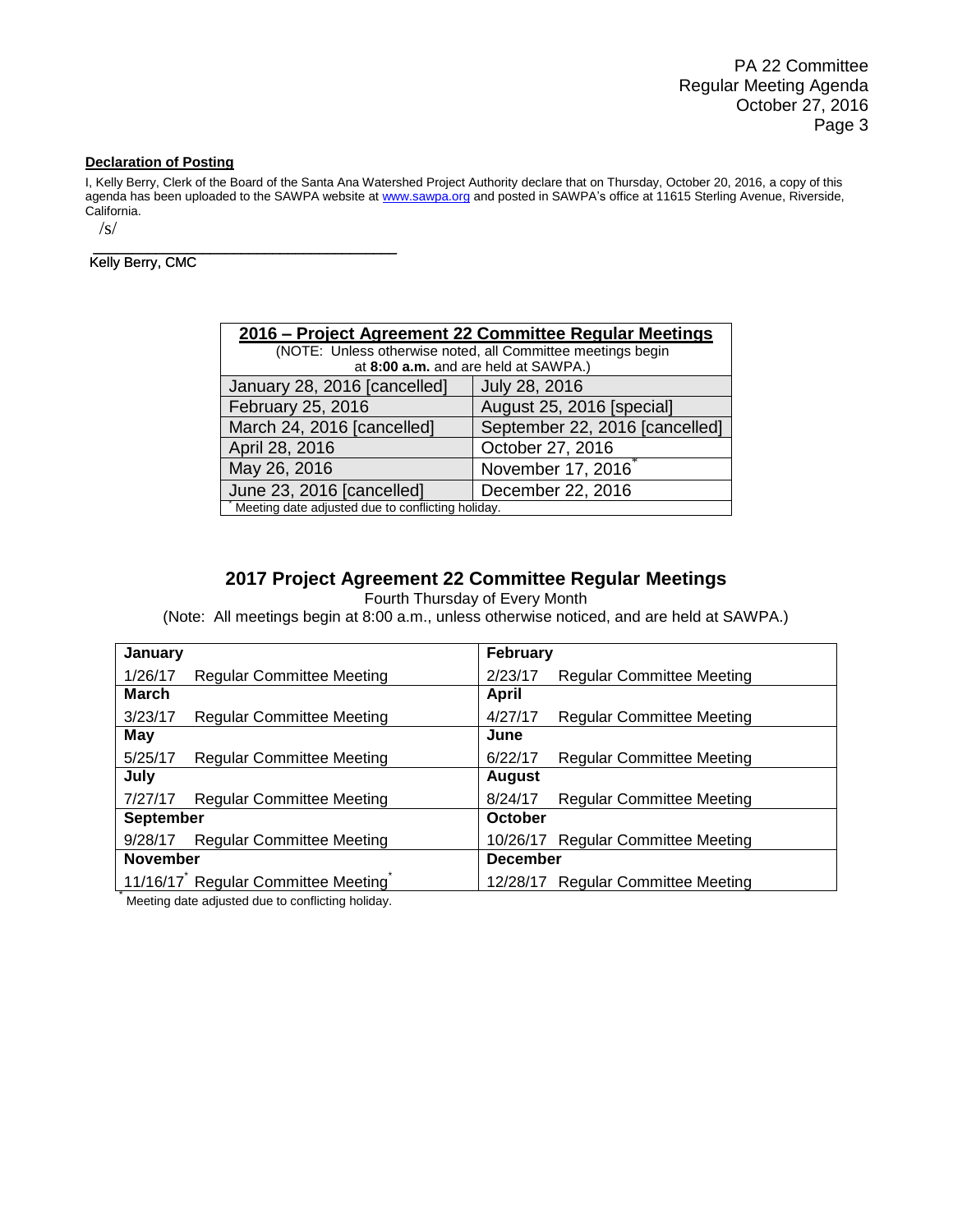**Declaration of Posting**

I, Kelly Berry, Clerk of the Board of the Santa Ana Watershed Project Authority declare that on Thursday, October 20, 2016, a copy of this agenda has been uploaded to the SAWPA website at www.sawpa.org and posted in SAWPA's office at 11615 Sterling Avenue, Riverside, California.

/s/

\_\_\_\_\_\_\_\_\_\_\_\_\_\_\_\_\_\_\_\_\_\_\_\_\_\_\_\_\_\_\_\_\_\_\_\_\_\_\_\_

Kelly Berry, CMC

| 2016 – Project Agreement 22 Committee Regular Meetings (NOTE: Unless otherwise noted, all Committee meetings begin at **8:00 a.m.** and are held at SAWPA.) | |
|---|---|
| January 28, 2016 [cancelled] | July 28, 2016 |
| February 25, 2016 | August 25, 2016 [special] |
| March 24, 2016 [cancelled] | September 22, 2016 [cancelled] |
| April 28, 2016 | October 27, 2016 |
| May 26, 2016 | November 17, 2016* |
| June 23, 2016 [cancelled] | December 22, 2016 |

\* Meeting date adjusted due to conflicting holiday.

## 2017 Project Agreement 22 Committee Regular Meetings

Fourth Thursday of Every Month

(Note: All meetings begin at 8:00 a.m., unless otherwise noticed, and are held at SAWPA.)

| | |
|---|---|
| **January** | **February** |
| 1/26/17 Regular Committee Meeting | 2/23/17 Regular Committee Meeting |
| **March** | **April** |
| 3/23/17 Regular Committee Meeting | 4/27/17 Regular Committee Meeting |
| **May** | **June** |
| 5/25/17 Regular Committee Meeting | 6/22/17 Regular Committee Meeting |
| **July** | **August** |
| 7/27/17 Regular Committee Meeting | 8/24/17 Regular Committee Meeting |
| **September** | **October** |
| 9/28/17 Regular Committee Meeting | 10/26/17 Regular Committee Meeting |
| **November** | **December** |
| 11/16/17* Regular Committee Meeting* | 12/28/17 Regular Committee Meeting |

\* Meeting date adjusted due to conflicting holiday.